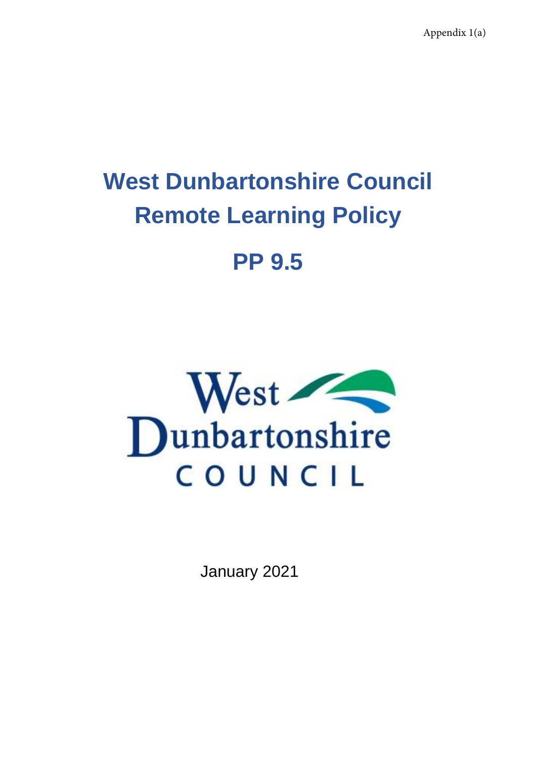Appendix 1(a)

# West Dunbartonshire Council Remote Learning Policy

# PP 9.5

West Dunbartonshire COUNCIL

January 2021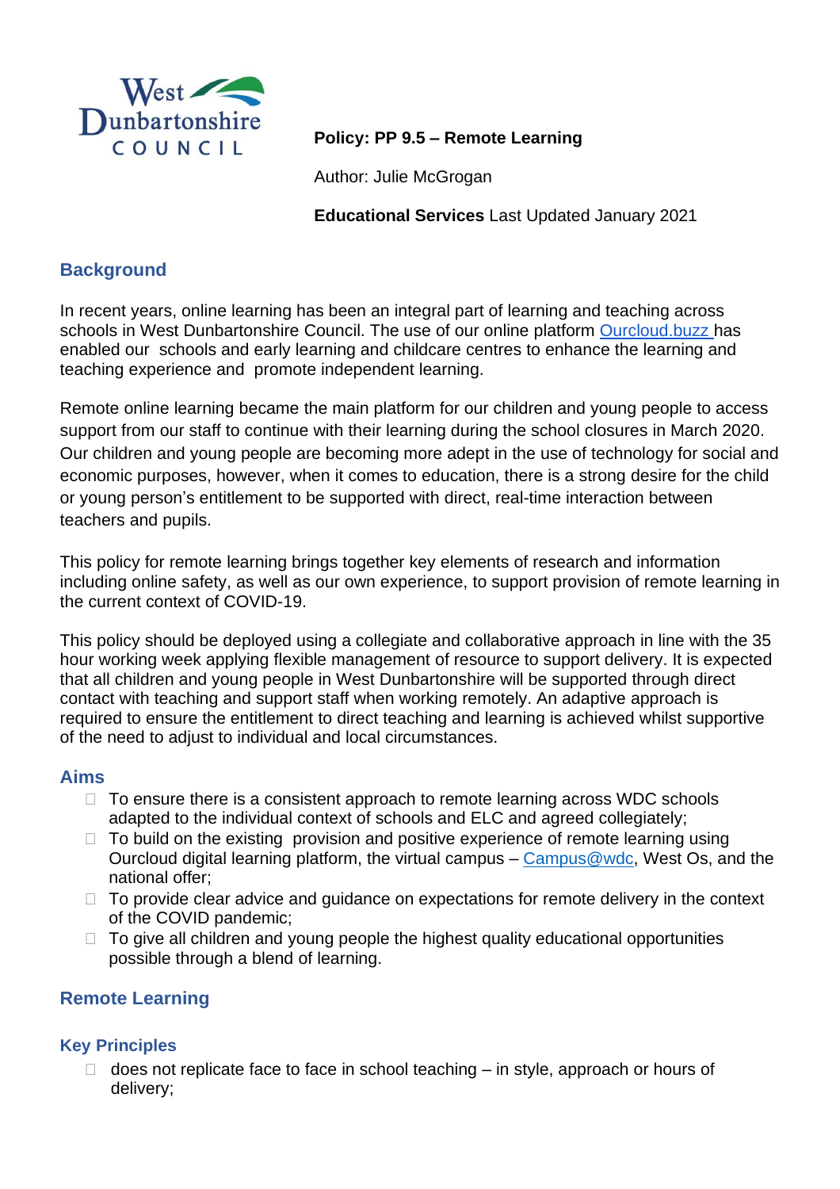**Policy: PP 9.5 – Remote Learning**

Author: Julie McGrogan

**Educational Services** Last Updated January 2021

## Background

In recent years, online learning has been an integral part of learning and teaching across schools in West Dunbartonshire Council. The use of our online platform Ourcloud.buzz has enabled our schools and early learning and childcare centres to enhance the learning and teaching experience and promote independent learning.

Remote online learning became the main platform for our children and young people to access support from our staff to continue with their learning during the school closures in March 2020. Our children and young people are becoming more adept in the use of technology for social and economic purposes, however, when it comes to education, there is a strong desire for the child or young person's entitlement to be supported with direct, real-time interaction between teachers and pupils.

This policy for remote learning brings together key elements of research and information including online safety, as well as our own experience, to support provision of remote learning in the current context of COVID-19.

This policy should be deployed using a collegiate and collaborative approach in line with the 35 hour working week applying flexible management of resource to support delivery. It is expected that all children and young people in West Dunbartonshire will be supported through direct contact with teaching and support staff when working remotely. An adaptive approach is required to ensure the entitlement to direct teaching and learning is achieved whilst supportive of the need to adjust to individual and local circumstances.

### Aims

- To ensure there is a consistent approach to remote learning across WDC schools adapted to the individual context of schools and ELC and agreed collegiately;
- To build on the existing provision and positive experience of remote learning using Ourcloud digital learning platform, the virtual campus – Campus@wdc, West Os, and the national offer;
- To provide clear advice and guidance on expectations for remote delivery in the context of the COVID pandemic;
- To give all children and young people the highest quality educational opportunities possible through a blend of learning.

## Remote Learning

### Key Principles

- does not replicate face to face in school teaching – in style, approach or hours of delivery;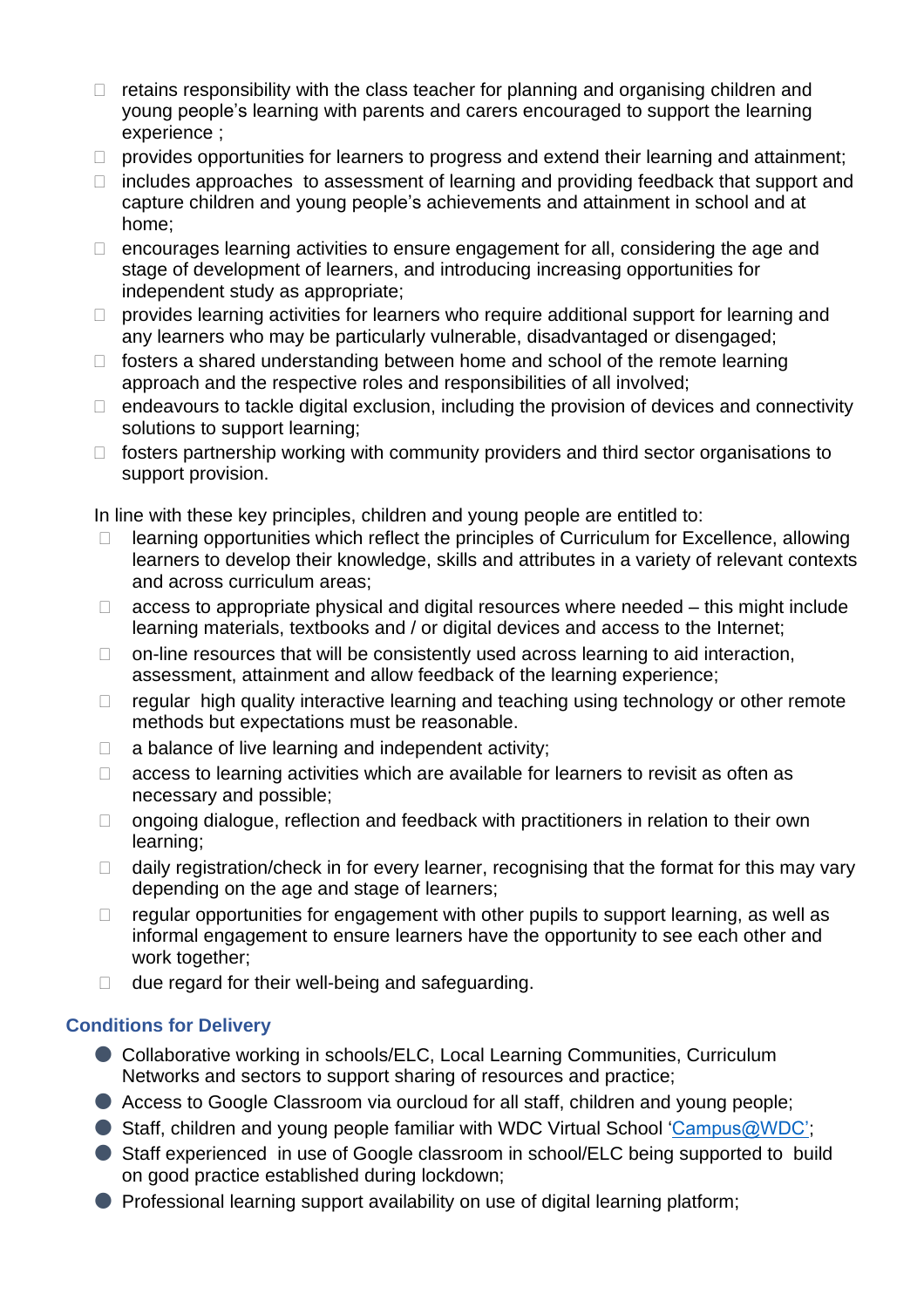- retains responsibility with the class teacher for planning and organising children and young people's learning with parents and carers encouraged to support the learning experience ;
- provides opportunities for learners to progress and extend their learning and attainment;
- includes approaches to assessment of learning and providing feedback that support and capture children and young people's achievements and attainment in school and at home;
- encourages learning activities to ensure engagement for all, considering the age and stage of development of learners, and introducing increasing opportunities for independent study as appropriate;
- provides learning activities for learners who require additional support for learning and any learners who may be particularly vulnerable, disadvantaged or disengaged;
- fosters a shared understanding between home and school of the remote learning approach and the respective roles and responsibilities of all involved;
- endeavours to tackle digital exclusion, including the provision of devices and connectivity solutions to support learning;
- fosters partnership working with community providers and third sector organisations to support provision.

In line with these key principles, children and young people are entitled to:

- learning opportunities which reflect the principles of Curriculum for Excellence, allowing learners to develop their knowledge, skills and attributes in a variety of relevant contexts and across curriculum areas;
- access to appropriate physical and digital resources where needed – this might include learning materials, textbooks and / or digital devices and access to the Internet;
- on-line resources that will be consistently used across learning to aid interaction, assessment, attainment and allow feedback of the learning experience;
- regular high quality interactive learning and teaching using technology or other remote methods but expectations must be reasonable.
- a balance of live learning and independent activity;
- access to learning activities which are available for learners to revisit as often as necessary and possible;
- ongoing dialogue, reflection and feedback with practitioners in relation to their own learning;
- daily registration/check in for every learner, recognising that the format for this may vary depending on the age and stage of learners;
- regular opportunities for engagement with other pupils to support learning, as well as informal engagement to ensure learners have the opportunity to see each other and work together;
- due regard for their well-being and safeguarding.

### Conditions for Delivery

- Collaborative working in schools/ELC, Local Learning Communities, Curriculum Networks and sectors to support sharing of resources and practice;
- Access to Google Classroom via ourcloud for all staff, children and young people;
- Staff, children and young people familiar with WDC Virtual School 'Campus@WDC';
- Staff experienced in use of Google classroom in school/ELC being supported to build on good practice established during lockdown;
- Professional learning support availability on use of digital learning platform;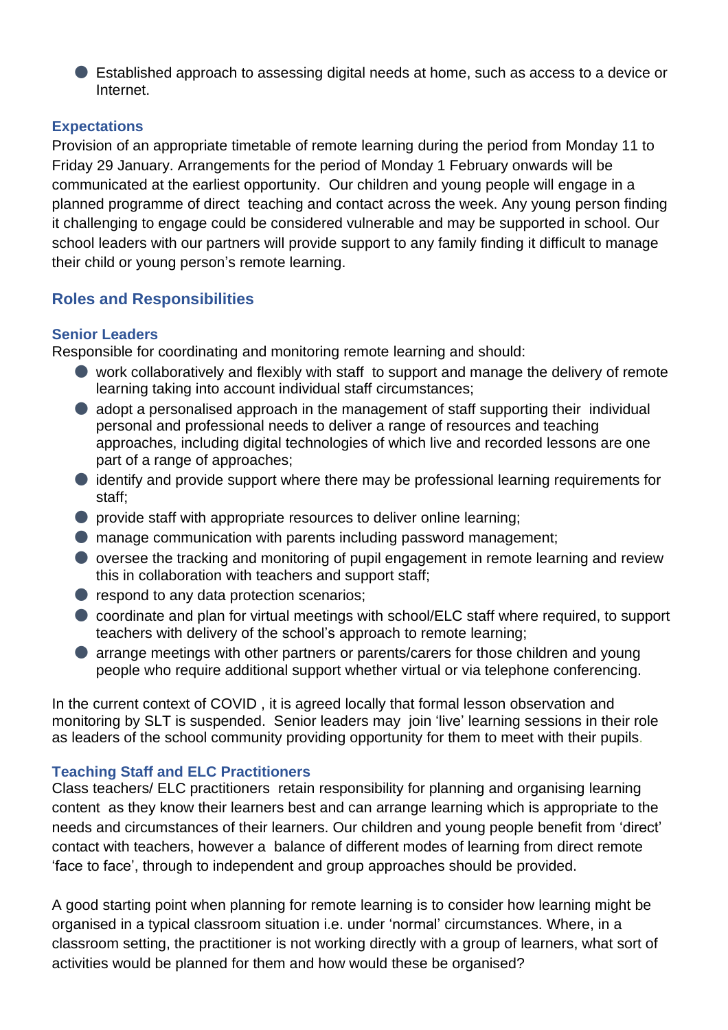- Established approach to assessing digital needs at home, such as access to a device or Internet.

### Expectations

Provision of an appropriate timetable of remote learning during the period from Monday 11 to Friday 29 January. Arrangements for the period of Monday 1 February onwards will be communicated at the earliest opportunity. Our children and young people will engage in a planned programme of direct teaching and contact across the week. Any young person finding it challenging to engage could be considered vulnerable and may be supported in school. Our school leaders with our partners will provide support to any family finding it difficult to manage their child or young person's remote learning.

## Roles and Responsibilities

### Senior Leaders

Responsible for coordinating and monitoring remote learning and should:

- work collaboratively and flexibly with staff to support and manage the delivery of remote learning taking into account individual staff circumstances;
- adopt a personalised approach in the management of staff supporting their individual personal and professional needs to deliver a range of resources and teaching approaches, including digital technologies of which live and recorded lessons are one part of a range of approaches;
- identify and provide support where there may be professional learning requirements for staff;
- provide staff with appropriate resources to deliver online learning;
- manage communication with parents including password management;
- oversee the tracking and monitoring of pupil engagement in remote learning and review this in collaboration with teachers and support staff;
- respond to any data protection scenarios;
- coordinate and plan for virtual meetings with school/ELC staff where required, to support teachers with delivery of the school's approach to remote learning;
- arrange meetings with other partners or parents/carers for those children and young people who require additional support whether virtual or via telephone conferencing.

In the current context of COVID , it is agreed locally that formal lesson observation and monitoring by SLT is suspended. Senior leaders may join 'live' learning sessions in their role as leaders of the school community providing opportunity for them to meet with their pupils.

### Teaching Staff and ELC Practitioners

Class teachers/ ELC practitioners retain responsibility for planning and organising learning content as they know their learners best and can arrange learning which is appropriate to the needs and circumstances of their learners. Our children and young people benefit from 'direct' contact with teachers, however a balance of different modes of learning from direct remote 'face to face', through to independent and group approaches should be provided.

A good starting point when planning for remote learning is to consider how learning might be organised in a typical classroom situation i.e. under 'normal' circumstances. Where, in a classroom setting, the practitioner is not working directly with a group of learners, what sort of activities would be planned for them and how would these be organised?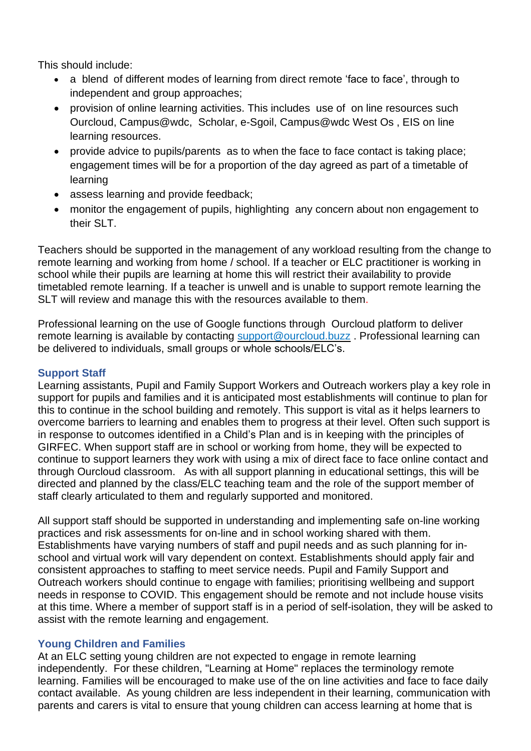This should include:

- a blend of different modes of learning from direct remote 'face to face', through to independent and group approaches;
- provision of online learning activities. This includes use of on line resources such Ourcloud, Campus@wdc, Scholar, e-Sgoil, Campus@wdc West Os , EIS on line learning resources.
- provide advice to pupils/parents as to when the face to face contact is taking place; engagement times will be for a proportion of the day agreed as part of a timetable of learning
- assess learning and provide feedback;
- monitor the engagement of pupils, highlighting any concern about non engagement to their SLT.

Teachers should be supported in the management of any workload resulting from the change to remote learning and working from home / school. If a teacher or ELC practitioner is working in school while their pupils are learning at home this will restrict their availability to provide timetabled remote learning. If a teacher is unwell and is unable to support remote learning the SLT will review and manage this with the resources available to them.

Professional learning on the use of Google functions through Ourcloud platform to deliver remote learning is available by contacting support@ourcloud.buzz . Professional learning can be delivered to individuals, small groups or whole schools/ELC's.

### Support Staff

Learning assistants, Pupil and Family Support Workers and Outreach workers play a key role in support for pupils and families and it is anticipated most establishments will continue to plan for this to continue in the school building and remotely. This support is vital as it helps learners to overcome barriers to learning and enables them to progress at their level. Often such support is in response to outcomes identified in a Child's Plan and is in keeping with the principles of GIRFEC. When support staff are in school or working from home, they will be expected to continue to support learners they work with using a mix of direct face to face online contact and through Ourcloud classroom. As with all support planning in educational settings, this will be directed and planned by the class/ELC teaching team and the role of the support member of staff clearly articulated to them and regularly supported and monitored.

All support staff should be supported in understanding and implementing safe on-line working practices and risk assessments for on-line and in school working shared with them. Establishments have varying numbers of staff and pupil needs and as such planning for in-school and virtual work will vary dependent on context. Establishments should apply fair and consistent approaches to staffing to meet service needs. Pupil and Family Support and Outreach workers should continue to engage with families; prioritising wellbeing and support needs in response to COVID. This engagement should be remote and not include house visits at this time. Where a member of support staff is in a period of self-isolation, they will be asked to assist with the remote learning and engagement.

### Young Children and Families

At an ELC setting young children are not expected to engage in remote learning independently. For these children, "Learning at Home" replaces the terminology remote learning. Families will be encouraged to make use of the on line activities and face to face daily contact available. As young children are less independent in their learning, communication with parents and carers is vital to ensure that young children can access learning at home that is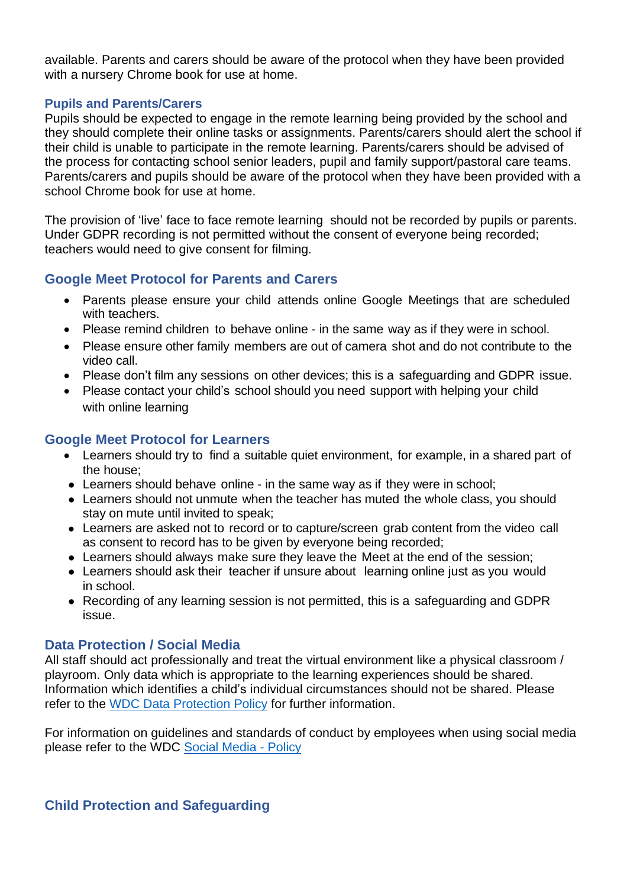available. Parents and carers should be aware of the protocol when they have been provided with a nursery Chrome book for use at home.

### Pupils and Parents/Carers

Pupils should be expected to engage in the remote learning being provided by the school and they should complete their online tasks or assignments. Parents/carers should alert the school if their child is unable to participate in the remote learning. Parents/carers should be advised of the process for contacting school senior leaders, pupil and family support/pastoral care teams. Parents/carers and pupils should be aware of the protocol when they have been provided with a school Chrome book for use at home.

The provision of 'live' face to face remote learning should not be recorded by pupils or parents. Under GDPR recording is not permitted without the consent of everyone being recorded; teachers would need to give consent for filming.

## Google Meet Protocol for Parents and Carers

- Parents please ensure your child attends online Google Meetings that are scheduled with teachers.
- Please remind children to behave online - in the same way as if they were in school.
- Please ensure other family members are out of camera shot and do not contribute to the video call.
- Please don't film any sessions on other devices; this is a safeguarding and GDPR issue.
- Please contact your child's school should you need support with helping your child with online learning

## Google Meet Protocol for Learners

- Learners should try to find a suitable quiet environment, for example, in a shared part of the house;
- Learners should behave online - in the same way as if they were in school;
- Learners should not unmute when the teacher has muted the whole class, you should stay on mute until invited to speak;
- Learners are asked not to record or to capture/screen grab content from the video call as consent to record has to be given by everyone being recorded;
- Learners should always make sure they leave the Meet at the end of the session;
- Learners should ask their teacher if unsure about learning online just as you would in school.
- Recording of any learning session is not permitted, this is a safeguarding and GDPR issue.

## Data Protection / Social Media

All staff should act professionally and treat the virtual environment like a physical classroom / playroom. Only data which is appropriate to the learning experiences should be shared. Information which identifies a child's individual circumstances should not be shared. Please refer to the WDC Data Protection Policy for further information.

For information on guidelines and standards of conduct by employees when using social media please refer to the WDC Social Media - Policy

## Child Protection and Safeguarding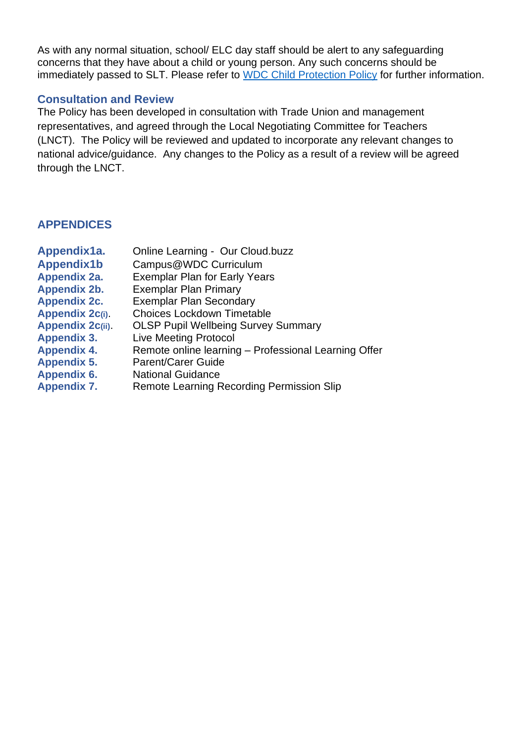As with any normal situation, school/ ELC day staff should be alert to any safeguarding concerns that they have about a child or young person. Any such concerns should be immediately passed to SLT. Please refer to [WDC Child Protection Policy](#) for further information.

## Consultation and Review

The Policy has been developed in consultation with Trade Union and management representatives, and agreed through the Local Negotiating Committee for Teachers (LNCT). The Policy will be reviewed and updated to incorporate any relevant changes to national advice/guidance. Any changes to the Policy as a result of a review will be agreed through the LNCT.

## APPENDICES

| | |
|---|---|
| **Appendix1a.** | Online Learning - Our Cloud.buzz |
| **Appendix1b** | Campus@WDC Curriculum |
| **Appendix 2a.** | Exemplar Plan for Early Years |
| **Appendix 2b.** | Exemplar Plan Primary |
| **Appendix 2c.** | Exemplar Plan Secondary |
| **Appendix 2c(i).** | Choices Lockdown Timetable |
| **Appendix 2c(ii).** | OLSP Pupil Wellbeing Survey Summary |
| **Appendix 3.** | Live Meeting Protocol |
| **Appendix 4.** | Remote online learning – Professional Learning Offer |
| **Appendix 5.** | Parent/Carer Guide |
| **Appendix 6.** | National Guidance |
| **Appendix 7.** | Remote Learning Recording Permission Slip |